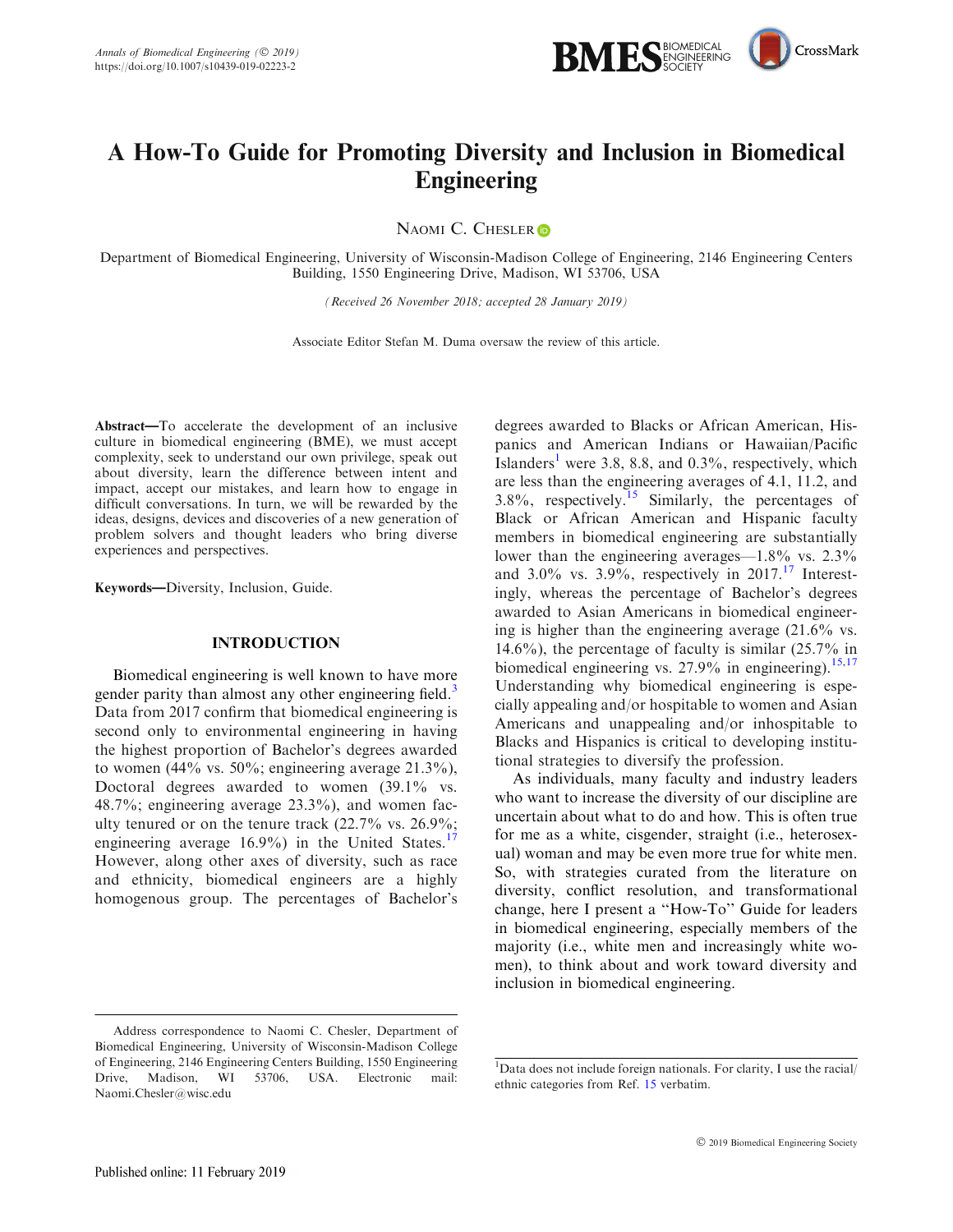# A How-To Guide for Promoting Diversity and Inclusion in Biomedical Engineering

NAOMI C. CHESLER

Department of Biomedical Engineering, University of Wisconsin-Madison College of Engineering, 2146 Engineering Centers Building, 1550 Engineering Drive, Madison, WI 53706, USA

(Received 26 November 2018; accepted 28 January 2019)

Associate Editor Stefan M. Duma oversaw the review of this article.

**Abstract**—To accelerate the development of an inclusive culture in biomedical engineering (BME), we must accept complexity, seek to understand our own privilege, speak out about diversity, learn the difference between intent and impact, accept our mistakes, and learn how to engage in difficult conversations. In turn, we will be rewarded by the ideas, designs, devices and discoveries of a new generation of problem solvers and thought leaders who bring diverse experiences and perspectives.

**Keywords**—Diversity, Inclusion, Guide.

## INTRODUCTION

Biomedical engineering is well known to have more gender parity than almost any other engineering field.[3] Data from 2017 confirm that biomedical engineering is second only to environmental engineering in having the highest proportion of Bachelor's degrees awarded to women (44% vs. 50%; engineering average 21.3%), Doctoral degrees awarded to women (39.1% vs. 48.7%; engineering average 23.3%), and women faculty tenured or on the tenure track (22.7% vs. 26.9%; engineering average 16.9%) in the United States.[17] However, along other axes of diversity, such as race and ethnicity, biomedical engineers are a highly homogenous group. The percentages of Bachelor's degrees awarded to Blacks or African American, Hispanics and American Indians or Hawaiian/Pacific Islanders[1] were 3.8, 8.8, and 0.3%, respectively, which are less than the engineering averages of 4.1, 11.2, and 3.8%, respectively.[15] Similarly, the percentages of Black or African American and Hispanic faculty members in biomedical engineering are substantially lower than the engineering averages—1.8% vs. 2.3% and 3.0% vs. 3.9%, respectively in 2017.[17] Interestingly, whereas the percentage of Bachelor's degrees awarded to Asian Americans in biomedical engineering is higher than the engineering average (21.6% vs. 14.6%), the percentage of faculty is similar (25.7% in biomedical engineering vs. 27.9% in engineering).[15,17] Understanding why biomedical engineering is especially appealing and/or hospitable to women and Asian Americans and unappealing and/or inhospitable to Blacks and Hispanics is critical to developing institutional strategies to diversify the profession.

As individuals, many faculty and industry leaders who want to increase the diversity of our discipline are uncertain about what to do and how. This is often true for me as a white, cisgender, straight (i.e., heterosexual) woman and may be even more true for white men. So, with strategies curated from the literature on diversity, conflict resolution, and transformational change, here I present a "How-To" Guide for leaders in biomedical engineering, especially members of the majority (i.e., white men and increasingly white women), to think about and work toward diversity and inclusion in biomedical engineering.

---

Address correspondence to Naomi C. Chesler, Department of Biomedical Engineering, University of Wisconsin-Madison College of Engineering, 2146 Engineering Centers Building, 1550 Engineering Drive, Madison, WI 53706, USA. Electronic mail: Naomi.Chesler@wisc.edu

[1] Data does not include foreign nationals. For clarity, I use the racial/ethnic categories from Ref. 15 verbatim.

Published online: 11 February 2019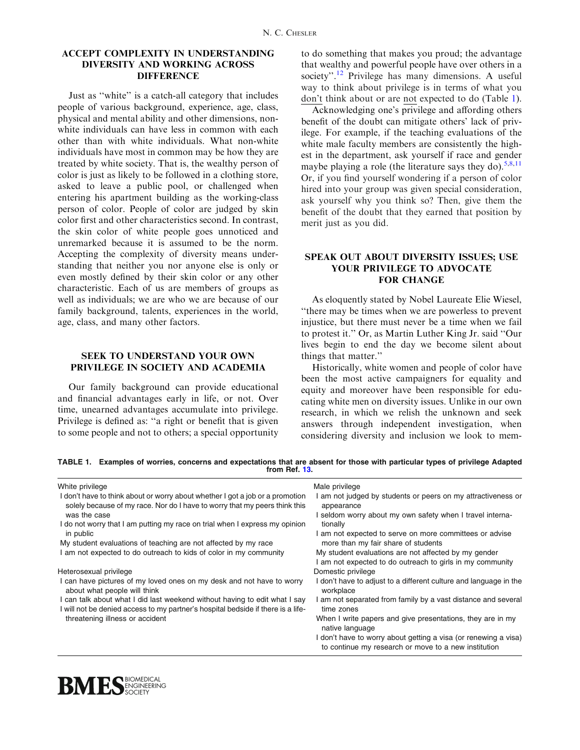## ACCEPT COMPLEXITY IN UNDERSTANDING DIVERSITY AND WORKING ACROSS DIFFERENCE

Just as ''white'' is a catch-all category that includes people of various background, experience, age, class, physical and mental ability and other dimensions, non-white individuals can have less in common with each other than with white individuals. What non-white individuals have most in common may be how they are treated by white society. That is, the wealthy person of color is just as likely to be followed in a clothing store, asked to leave a public pool, or challenged when entering his apartment building as the working-class person of color. People of color are judged by skin color first and other characteristics second. In contrast, the skin color of white people goes unnoticed and unremarked because it is assumed to be the norm. Accepting the complexity of diversity means understanding that neither you nor anyone else is only or even mostly defined by their skin color or any other characteristic. Each of us are members of groups as well as individuals; we are who we are because of our family background, talents, experiences in the world, age, class, and many other factors.

## SEEK TO UNDERSTAND YOUR OWN PRIVILEGE IN SOCIETY AND ACADEMIA

Our family background can provide educational and financial advantages early in life, or not. Over time, unearned advantages accumulate into privilege. Privilege is defined as: ''a right or benefit that is given to some people and not to others; a special opportunity to do something that makes you proud; the advantage that wealthy and powerful people have over others in a society''.[12] Privilege has many dimensions. A useful way to think about privilege is in terms of what you <u>don't</u> think about or are <u>not</u> expected to do (Table 1).

Acknowledging one's privilege and affording others benefit of the doubt can mitigate others' lack of privilege. For example, if the teaching evaluations of the white male faculty members are consistently the highest in the department, ask yourself if race and gender maybe playing a role (the literature says they do).[5,8,11] Or, if you find yourself wondering if a person of color hired into your group was given special consideration, ask yourself why you think so? Then, give them the benefit of the doubt that they earned that position by merit just as you did.

## SPEAK OUT ABOUT DIVERSITY ISSUES; USE YOUR PRIVILEGE TO ADVOCATE FOR CHANGE

As eloquently stated by Nobel Laureate Elie Wiesel, ''there may be times when we are powerless to prevent injustice, but there must never be a time when we fail to protest it.'' Or, as Martin Luther King Jr. said ''Our lives begin to end the day we become silent about things that matter.''

Historically, white women and people of color have been the most active campaigners for equality and equity and moreover have been responsible for educating white men on diversity issues. Unlike in our own research, in which we relish the unknown and seek answers through independent investigation, when considering diversity and inclusion we look to mem-

**TABLE 1. Examples of worries, concerns and expectations that are absent for those with particular types of privilege Adapted from Ref. 13.**

| White privilege | Male privilege |
|---|---|
| I don't have to think about or worry about whether I got a job or a promotion solely because of my race. Nor do I have to worry that my peers think this was the case | I am not judged by students or peers on my attractiveness or appearance |
| I do not worry that I am putting my race on trial when I express my opinion in public | I seldom worry about my own safety when I travel internationally |
| My student evaluations of teaching are not affected by my race | I am not expected to serve on more committees or advise more than my fair share of students |
| I am not expected to do outreach to kids of color in my community | My student evaluations are not affected by my gender |
| | I am not expected to do outreach to girls in my community |
| **Heterosexual privilege** | **Domestic privilege** |
| I can have pictures of my loved ones on my desk and not have to worry about what people will think | I don't have to adjust to a different culture and language in the workplace |
| I can talk about what I did last weekend without having to edit what I say | I am not separated from family by a vast distance and several time zones |
| I will not be denied access to my partner's hospital bedside if there is a life-threatening illness or accident | When I write papers and give presentations, they are in my native language |
| | I don't have to worry about getting a visa (or renewing a visa) to continue my research or move to a new institution |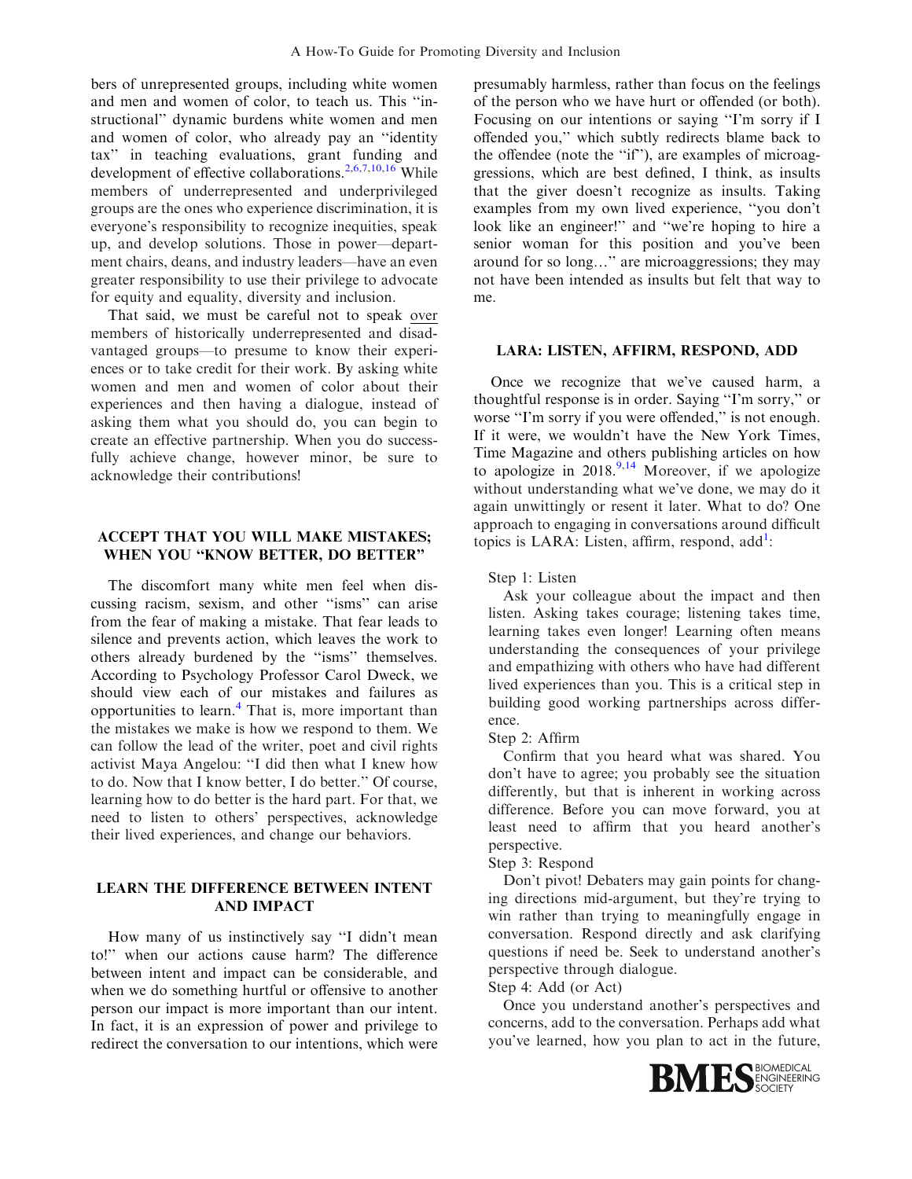bers of unrepresented groups, including white women and men and women of color, to teach us. This "instructional" dynamic burdens white women and men and women of color, who already pay an "identity tax" in teaching evaluations, grant funding and development of effective collaborations.[2,6,7,10,16] While members of underrepresented and underprivileged groups are the ones who experience discrimination, it is everyone's responsibility to recognize inequities, speak up, and develop solutions. Those in power—department chairs, deans, and industry leaders—have an even greater responsibility to use their privilege to advocate for equity and equality, diversity and inclusion.

That said, we must be careful not to speak over members of historically underrepresented and disadvantaged groups—to presume to know their experiences or to take credit for their work. By asking white women and men and women of color about their experiences and then having a dialogue, instead of asking them what you should do, you can begin to create an effective partnership. When you do successfully achieve change, however minor, be sure to acknowledge their contributions!

## ACCEPT THAT YOU WILL MAKE MISTAKES; WHEN YOU "KNOW BETTER, DO BETTER"

The discomfort many white men feel when discussing racism, sexism, and other "isms" can arise from the fear of making a mistake. That fear leads to silence and prevents action, which leaves the work to others already burdened by the "isms" themselves. According to Psychology Professor Carol Dweck, we should view each of our mistakes and failures as opportunities to learn.[4] That is, more important than the mistakes we make is how we respond to them. We can follow the lead of the writer, poet and civil rights activist Maya Angelou: "I did then what I knew how to do. Now that I know better, I do better." Of course, learning how to do better is the hard part. For that, we need to listen to others' perspectives, acknowledge their lived experiences, and change our behaviors.

## LEARN THE DIFFERENCE BETWEEN INTENT AND IMPACT

How many of us instinctively say "I didn't mean to!" when our actions cause harm? The difference between intent and impact can be considerable, and when we do something hurtful or offensive to another person our impact is more important than our intent. In fact, it is an expression of power and privilege to redirect the conversation to our intentions, which were presumably harmless, rather than focus on the feelings of the person who we have hurt or offended (or both). Focusing on our intentions or saying "I'm sorry if I offended you," which subtly redirects blame back to the offendee (note the "if"), are examples of microaggressions, which are best defined, I think, as insults that the giver doesn't recognize as insults. Taking examples from my own lived experience, "you don't look like an engineer!" and "we're hoping to hire a senior woman for this position and you've been around for so long…" are microaggressions; they may not have been intended as insults but felt that way to me.

## LARA: LISTEN, AFFIRM, RESPOND, ADD

Once we recognize that we've caused harm, a thoughtful response is in order. Saying "I'm sorry," or worse "I'm sorry if you were offended," is not enough. If it were, we wouldn't have the New York Times, Time Magazine and others publishing articles on how to apologize in 2018.[9,14] Moreover, if we apologize without understanding what we've done, we may do it again unwittingly or resent it later. What to do? One approach to engaging in conversations around difficult topics is LARA: Listen, affirm, respond, add[1]:

Step 1: Listen

Ask your colleague about the impact and then listen. Asking takes courage; listening takes time, learning takes even longer! Learning often means understanding the consequences of your privilege and empathizing with others who have had different lived experiences than you. This is a critical step in building good working partnerships across difference.

Step 2: Affirm

Confirm that you heard what was shared. You don't have to agree; you probably see the situation differently, but that is inherent in working across difference. Before you can move forward, you at least need to affirm that you heard another's perspective.

Step 3: Respond

Don't pivot! Debaters may gain points for changing directions mid-argument, but they're trying to win rather than trying to meaningfully engage in conversation. Respond directly and ask clarifying questions if need be. Seek to understand another's perspective through dialogue.

Step 4: Add (or Act)

Once you understand another's perspectives and concerns, add to the conversation. Perhaps add what you've learned, how you plan to act in the future,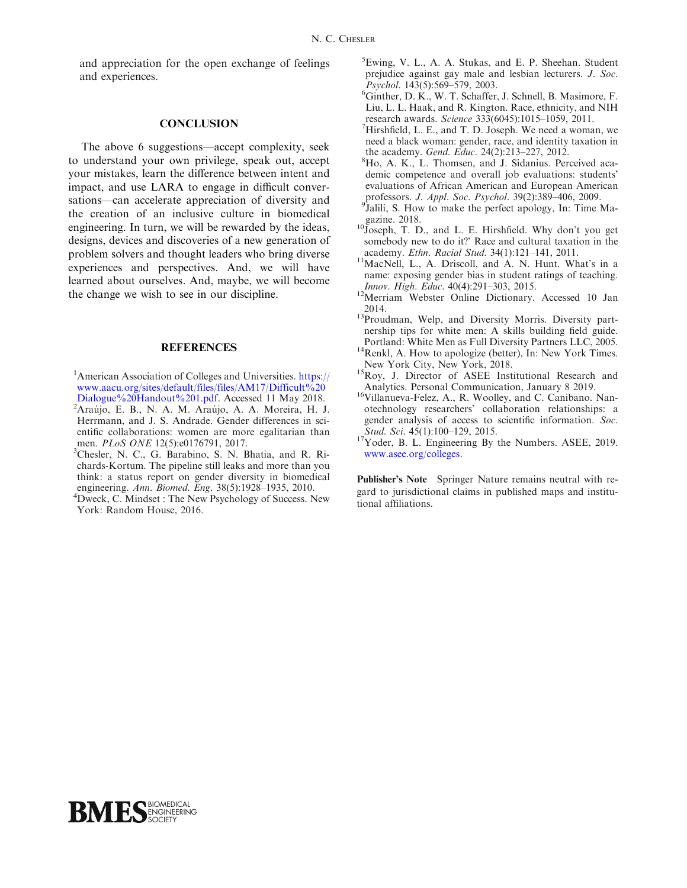and appreciation for the open exchange of feelings and experiences.

## CONCLUSION

The above 6 suggestions—accept complexity, seek to understand your own privilege, speak out, accept your mistakes, learn the difference between intent and impact, and use LARA to engage in difficult conversations—can accelerate appreciation of diversity and the creation of an inclusive culture in biomedical engineering. In turn, we will be rewarded by the ideas, designs, devices and discoveries of a new generation of problem solvers and thought leaders who bring diverse experiences and perspectives. And, we will have learned about ourselves. And, maybe, we will become the change we wish to see in our discipline.

## REFERENCES

[1]American Association of Colleges and Universities. https://www.aacu.org/sites/default/files/files/AM17/Difficult%20Dialogue%20Handout%201.pdf. Accessed 11 May 2018.

[2]Araújo, E. B., N. A. M. Araújo, A. A. Moreira, H. J. Herrmann, and J. S. Andrade. Gender differences in scientific collaborations: women are more egalitarian than men. *PLoS ONE* 12(5):e0176791, 2017.

[3]Chesler, N. C., G. Barabino, S. N. Bhatia, and R. Richards-Kortum. The pipeline still leaks and more than you think: a status report on gender diversity in biomedical engineering. *Ann. Biomed. Eng*. 38(5):1928–1935, 2010.

[4]Dweck, C. Mindset : The New Psychology of Success. New York: Random House, 2016.

[5]Ewing, V. L., A. A. Stukas, and E. P. Sheehan. Student prejudice against gay male and lesbian lecturers. *J. Soc. Psychol*. 143(5):569–579, 2003.

[6]Ginther, D. K., W. T. Schaffer, J. Schnell, B. Masimore, F. Liu, L. L. Haak, and R. Kington. Race, ethnicity, and NIH research awards. *Science* 333(6045):1015–1059, 2011.

[7]Hirshfield, L. E., and T. D. Joseph. We need a woman, we need a black woman: gender, race, and identity taxation in the academy. *Gend. Educ*. 24(2):213–227, 2012.

[8]Ho, A. K., L. Thomsen, and J. Sidanius. Perceived academic competence and overall job evaluations: students' evaluations of African American and European American professors. *J. Appl. Soc. Psychol*. 39(2):389–406, 2009.

[9]Jalili, S. How to make the perfect apology, In: Time Magazine. 2018.

[10]Joseph, T. D., and L. E. Hirshfield. Why don't you get somebody new to do it?' Race and cultural taxation in the academy. *Ethn. Racial Stud*. 34(1):121–141, 2011.

[11]MacNell, L., A. Driscoll, and A. N. Hunt. What's in a name: exposing gender bias in student ratings of teaching. *Innov. High. Educ*. 40(4):291–303, 2015.

[12]Merriam Webster Online Dictionary. Accessed 10 Jan 2014.

[13]Proudman, Welp, and Diversity Morris. Diversity partnership tips for white men: A skills building field guide. Portland: White Men as Full Diversity Partners LLC, 2005.

[14]Renkl, A. How to apologize (better), In: New York Times. New York City, New York, 2018.

[15]Roy, J. Director of ASEE Institutional Research and Analytics. Personal Communication, January 8 2019.

[16]Villanueva-Felez, A., R. Woolley, and C. Canibano. Nanotechnology researchers' collaboration relationships: a gender analysis of access to scientific information. *Soc. Stud. Sci*. 45(1):100–129, 2015.

[17]Yoder, B. L. Engineering By the Numbers. ASEE, 2019. www.asee.org/colleges.

**Publisher's Note** Springer Nature remains neutral with regard to jurisdictional claims in published maps and institutional affiliations.